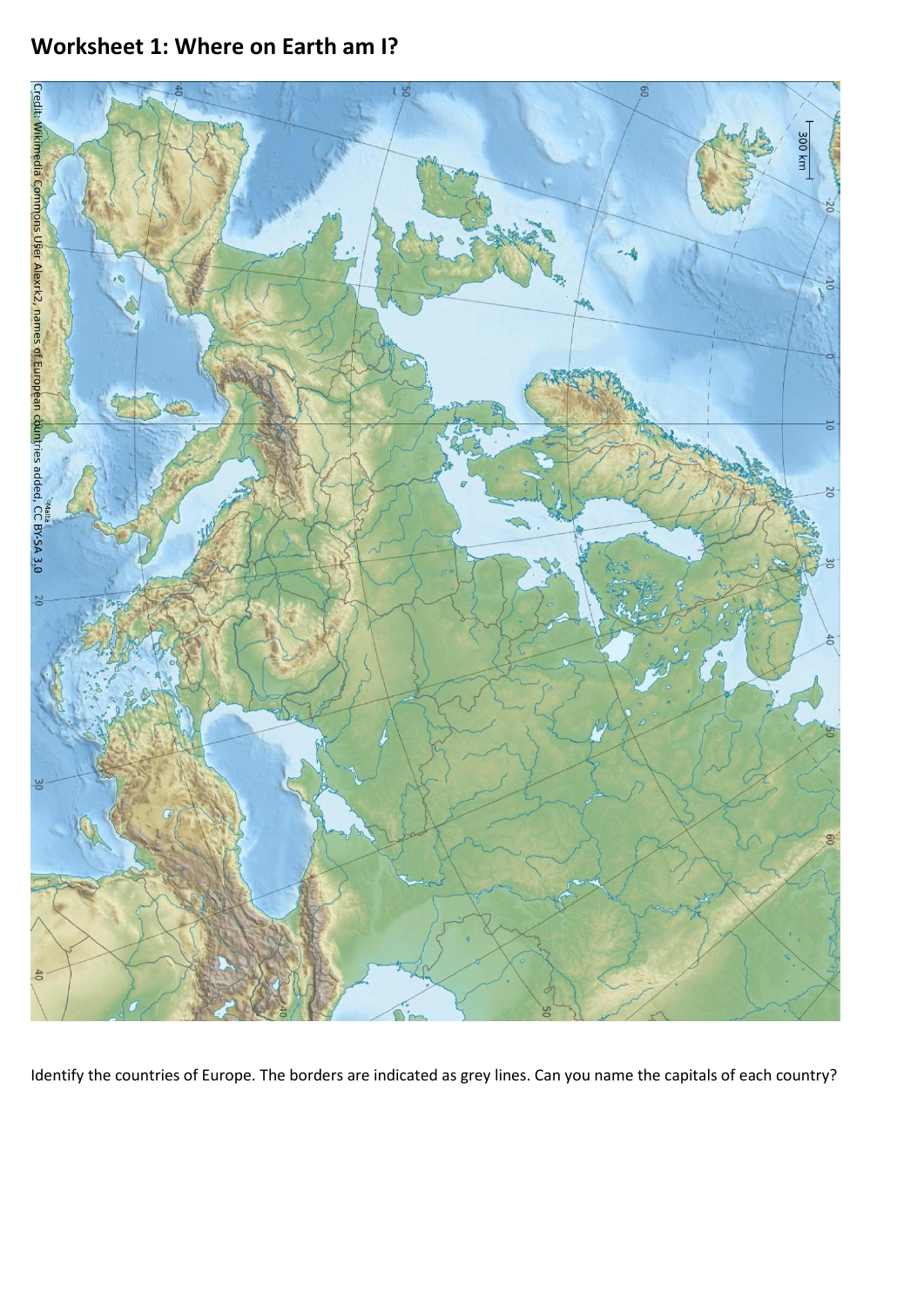# Worksheet 1: Where on Earth am I?

Identify the countries of Europe. The borders are indicated as grey lines. Can you name the capitals of each country?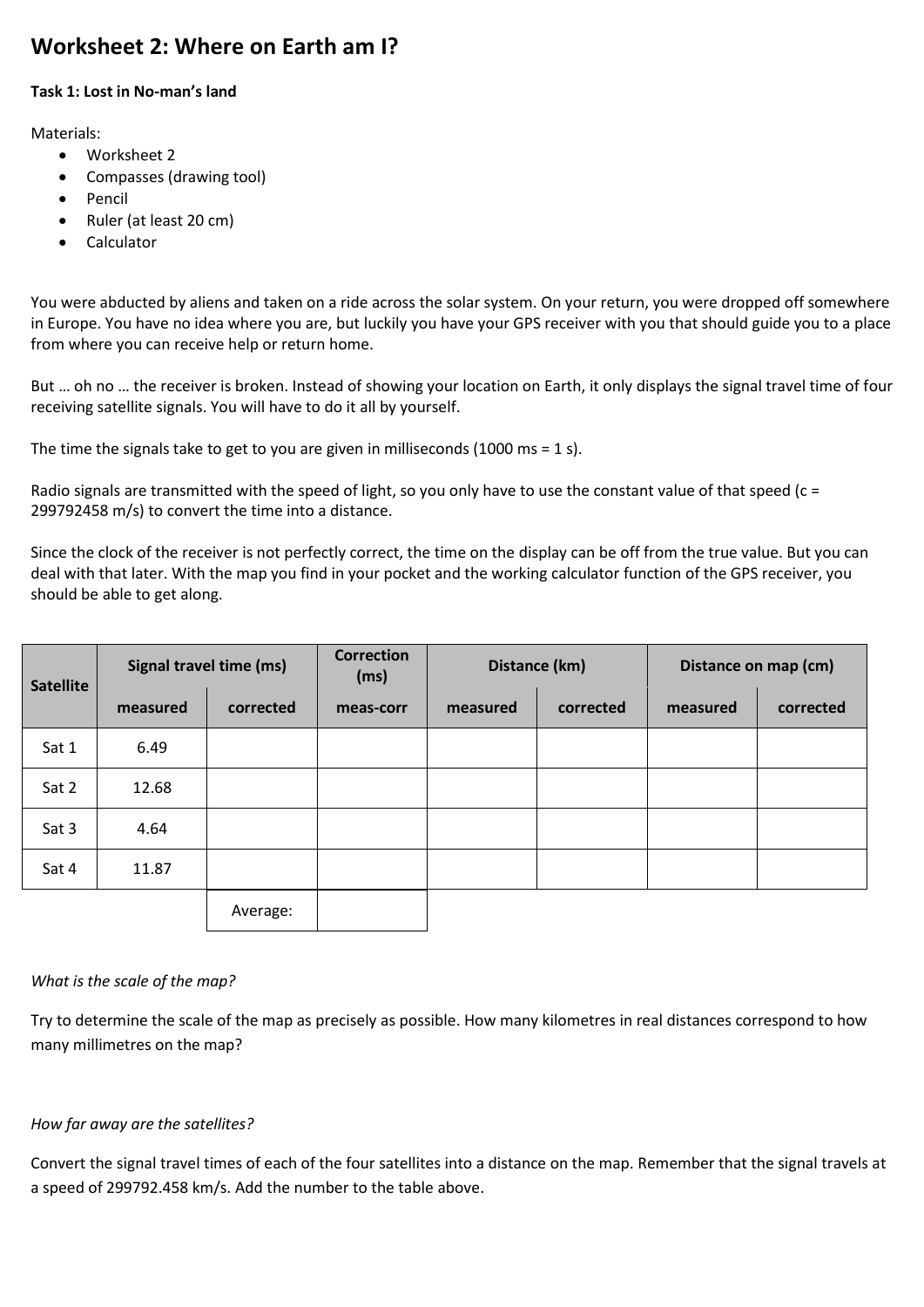# Worksheet 2: Where on Earth am I?

**Task 1: Lost in No-man's land**

Materials:

- Worksheet 2
- Compasses (drawing tool)
- Pencil
- Ruler (at least 20 cm)
- Calculator

You were abducted by aliens and taken on a ride across the solar system. On your return, you were dropped off somewhere in Europe. You have no idea where you are, but luckily you have your GPS receiver with you that should guide you to a place from where you can receive help or return home.

But … oh no … the receiver is broken. Instead of showing your location on Earth, it only displays the signal travel time of four receiving satellite signals. You will have to do it all by yourself.

The time the signals take to get to you are given in milliseconds (1000 ms = 1 s).

Radio signals are transmitted with the speed of light, so you only have to use the constant value of that speed (c = 299792458 m/s) to convert the time into a distance.

Since the clock of the receiver is not perfectly correct, the time on the display can be off from the true value. But you can deal with that later. With the map you find in your pocket and the working calculator function of the GPS receiver, you should be able to get along.

| Satellite | Signal travel time (ms) | | Correction (ms) | Distance (km) | | Distance on map (cm) | |
|---|---|---|---|---|---|---|---|
| | measured | corrected | meas-corr | measured | corrected | measured | corrected |
| Sat 1 | 6.49 | | | | | | |
| Sat 2 | 12.68 | | | | | | |
| Sat 3 | 4.64 | | | | | | |
| Sat 4 | 11.87 | | | | | | |
| | | Average: | | | | | |

*What is the scale of the map?*

Try to determine the scale of the map as precisely as possible. How many kilometres in real distances correspond to how many millimetres on the map?

*How far away are the satellites?*

Convert the signal travel times of each of the four satellites into a distance on the map. Remember that the signal travels at a speed of 299792.458 km/s. Add the number to the table above.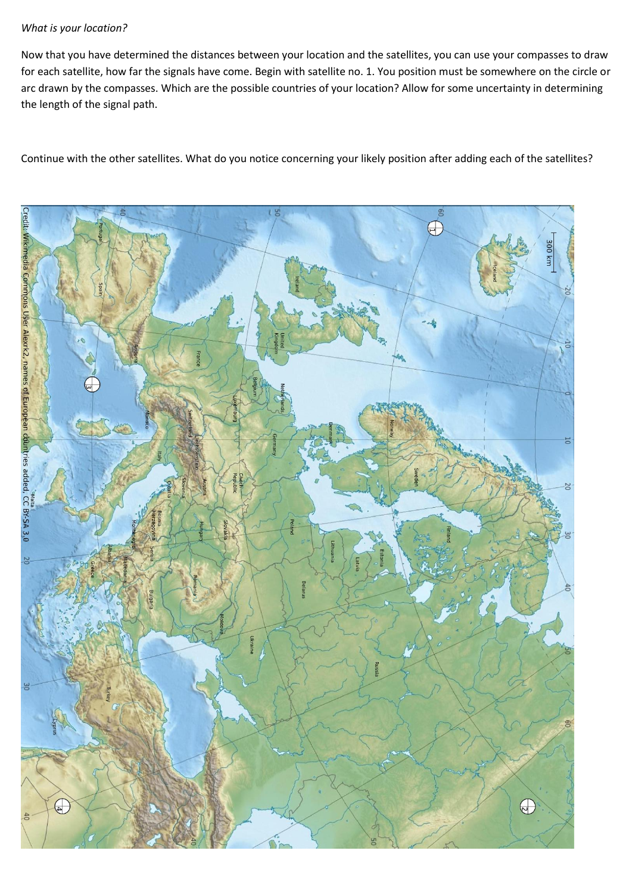*What is your location?*

Now that you have determined the distances between your location and the satellites, you can use your compasses to draw for each satellite, how far the signals have come. Begin with satellite no. 1. You position must be somewhere on the circle or arc drawn by the compasses. Which are the possible countries of your location? Allow for some uncertainty in determining the length of the signal path.

Continue with the other satellites. What do you notice concerning your likely position after adding each of the satellites?

Credit: Wikimedia Commons User Alexrk2, names of European countries added, CC BY-SA 3.0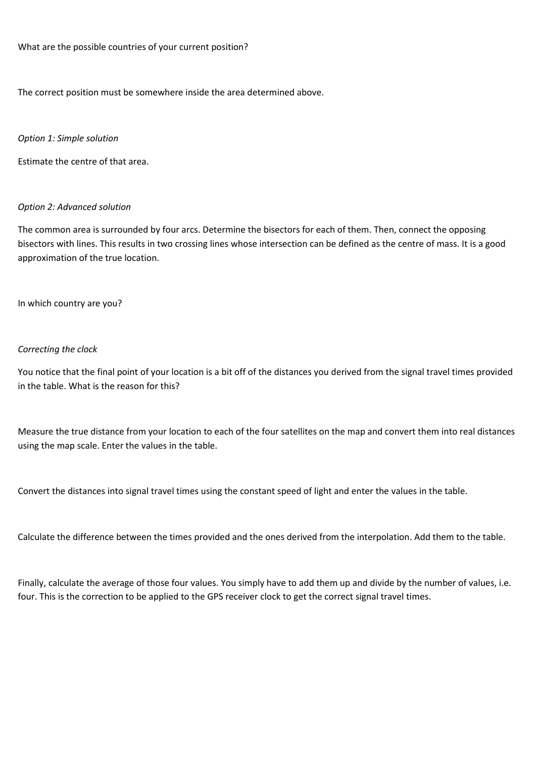What are the possible countries of your current position?

The correct position must be somewhere inside the area determined above.

*Option 1: Simple solution*

Estimate the centre of that area.

*Option 2: Advanced solution*

The common area is surrounded by four arcs. Determine the bisectors for each of them. Then, connect the opposing bisectors with lines. This results in two crossing lines whose intersection can be defined as the centre of mass. It is a good approximation of the true location.

In which country are you?

*Correcting the clock*

You notice that the final point of your location is a bit off of the distances you derived from the signal travel times provided in the table. What is the reason for this?

Measure the true distance from your location to each of the four satellites on the map and convert them into real distances using the map scale. Enter the values in the table.

Convert the distances into signal travel times using the constant speed of light and enter the values in the table.

Calculate the difference between the times provided and the ones derived from the interpolation. Add them to the table.

Finally, calculate the average of those four values. You simply have to add them up and divide by the number of values, i.e. four. This is the correction to be applied to the GPS receiver clock to get the correct signal travel times.